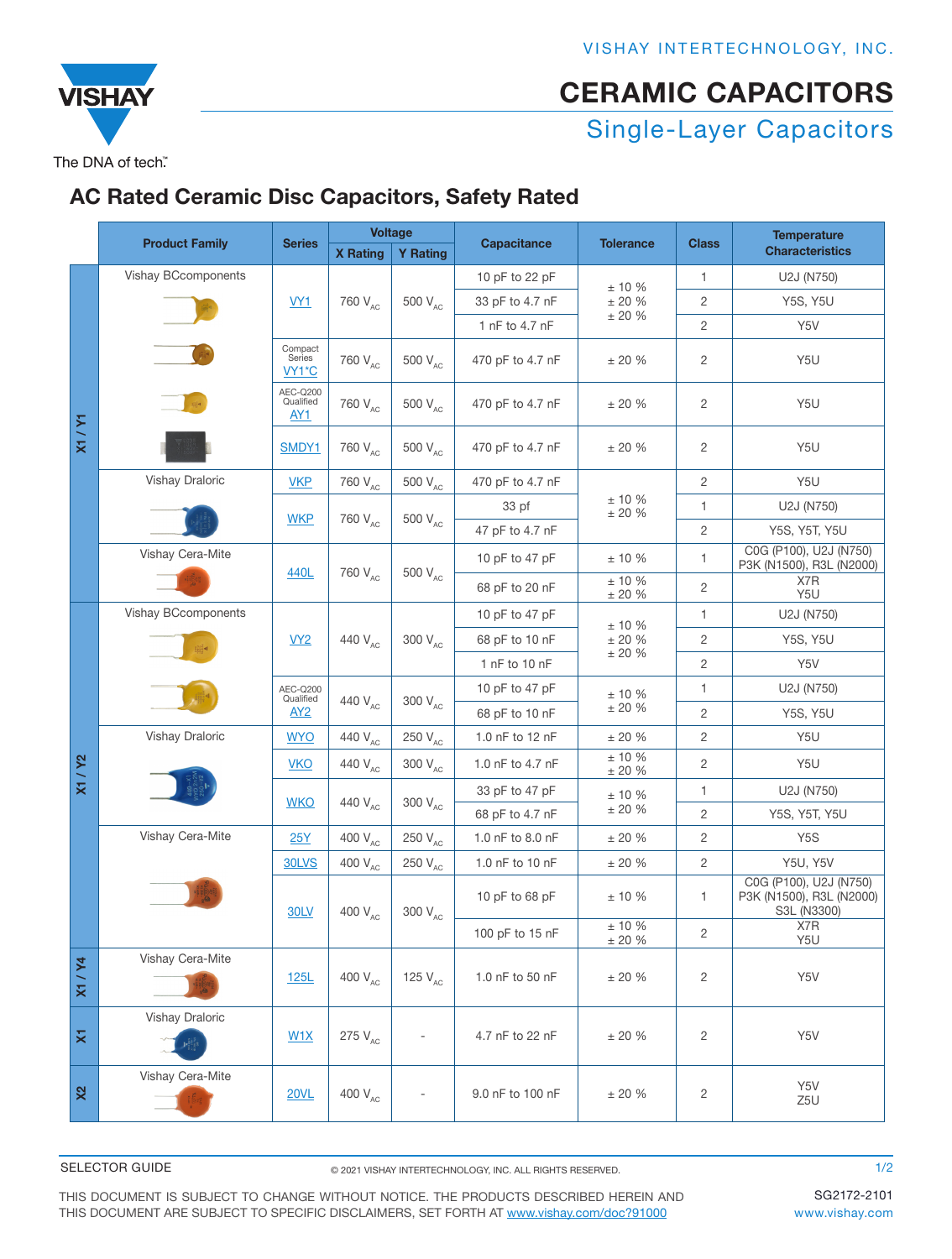# CERAMIC CAPACITORS

## Single-Layer Capacitors

### AC Rated Ceramic Disc Capacitors, Safety Rated

| | Product Family | Series | Voltage | | Capacitance | Tolerance | Class | Temperature Characteristics |
|---|---|---|---|---|---|---|---|---|
| | | | X Rating | Y Rating | | | | |
| X1 / Y1 | Vishay BCcomponents | VY1 | 760 $V_{AC}$ | 500 $V_{AC}$ | 10 pF to 22 pF | ± 10 % | 1 | U2J (N750) |
| | | | | | 33 pF to 4.7 nF | ± 20 % | 2 | Y5S, Y5U |
| | | | | | 1 nF to 4.7 nF | ± 20 % | 2 | Y5V |
| | | Compact Series VY1*C | 760 $V_{AC}$ | 500 $V_{AC}$ | 470 pF to 4.7 nF | ± 20 % | 2 | Y5U |
| | | AEC-Q200 Qualified AY1 | 760 $V_{AC}$ | 500 $V_{AC}$ | 470 pF to 4.7 nF | ± 20 % | 2 | Y5U |
| | | SMDY1 | 760 $V_{AC}$ | 500 $V_{AC}$ | 470 pF to 4.7 nF | ± 20 % | 2 | Y5U |
| | Vishay Draloric | VKP | 760 $V_{AC}$ | 500 $V_{AC}$ | 470 pF to 4.7 nF | ± 10 % ± 20 % | 2 | Y5U |
| | | WKP | 760 $V_{AC}$ | 500 $V_{AC}$ | 33 pf | | 1 | U2J (N750) |
| | | | | | 47 pF to 4.7 nF | | 2 | Y5S, Y5T, Y5U |
| | Vishay Cera-Mite | 440L | 760 $V_{AC}$ | 500 $V_{AC}$ | 10 pF to 47 pF | ± 10 % | 1 | C0G (P100), U2J (N750) P3K (N1500), R3L (N2000) |
| | | | | | 68 pF to 20 nF | ± 10 % ± 20 % | 2 | X7R Y5U |
| X1 / Y2 | Vishay BCcomponents | VY2 | 440 $V_{AC}$ | 300 $V_{AC}$ | 10 pF to 47 pF | ± 10 % | 1 | U2J (N750) |
| | | | | | 68 pF to 10 nF | ± 20 % | 2 | Y5S, Y5U |
| | | | | | 1 nF to 10 nF | ± 20 % | 2 | Y5V |
| | | AEC-Q200 Qualified AY2 | 440 $V_{AC}$ | 300 $V_{AC}$ | 10 pF to 47 pF | ± 10 % ± 20 % | 1 | U2J (N750) |
| | | | | | 68 pF to 10 nF | | 2 | Y5S, Y5U |
| | Vishay Draloric | WYO | 440 $V_{AC}$ | 250 $V_{AC}$ | 1.0 nF to 12 nF | ± 20 % | 2 | Y5U |
| | | VKO | 440 $V_{AC}$ | 300 $V_{AC}$ | 1.0 nF to 4.7 nF | ± 10 % ± 20 % | 2 | Y5U |
| | | WKO | 440 $V_{AC}$ | 300 $V_{AC}$ | 33 pF to 47 pF | ± 10 % ± 20 % | 1 | U2J (N750) |
| | | | | | 68 pF to 4.7 nF | | 2 | Y5S, Y5T, Y5U |
| | Vishay Cera-Mite | 25Y | 400 $V_{AC}$ | 250 $V_{AC}$ | 1.0 nF to 8.0 nF | ± 20 % | 2 | Y5S |
| | | 30LVS | 400 $V_{AC}$ | 250 $V_{AC}$ | 1.0 nF to 10 nF | ± 20 % | 2 | Y5U, Y5V |
| | | 30LV | 400 $V_{AC}$ | 300 $V_{AC}$ | 10 pF to 68 pF | ± 10 % | 1 | C0G (P100), U2J (N750) P3K (N1500), R3L (N2000) S3L (N3300) |
| | | | | | 100 pF to 15 nF | ± 10 % ± 20 % | 2 | X7R Y5U |
| X1 / Y4 | Vishay Cera-Mite | 125L | 400 $V_{AC}$ | 125 $V_{AC}$ | 1.0 nF to 50 nF | ± 20 % | 2 | Y5V |
| X1 | Vishay Draloric | W1X | 275 $V_{AC}$ | - | 4.7 nF to 22 nF | ± 20 % | 2 | Y5V |
| X2 | Vishay Cera-Mite | 20VL | 400 $V_{AC}$ | - | 9.0 nF to 100 nF | ± 20 % | 2 | Y5V Z5U |

SELECTOR GUIDE

© 2021 VISHAY INTERTECHNOLOGY, INC. ALL RIGHTS RESERVED.

SG2172-2101

THIS DOCUMENT IS SUBJECT TO CHANGE WITHOUT NOTICE. THE PRODUCTS DESCRIBED HEREIN AND THIS DOCUMENT ARE SUBJECT TO SPECIFIC DISCLAIMERS, SET FORTH AT www.vishay.com/doc?91000

www.vishay.com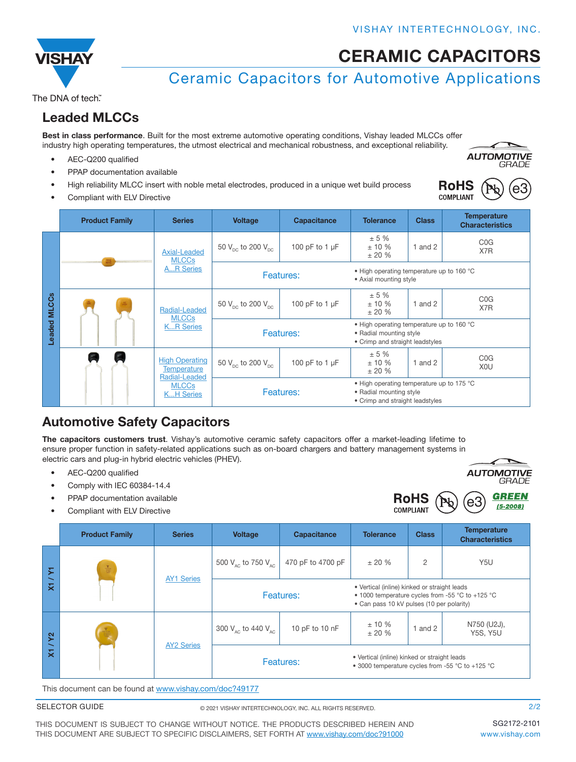# CERAMIC CAPACITORS

## Ceramic Capacitors for Automotive Applications

## Leaded MLCCs

**Best in class performance**. Built for the most extreme automotive operating conditions, Vishay leaded MLCCs offer industry high operating temperatures, the utmost electrical and mechanical robustness, and exceptional reliability.

- AEC-Q200 qualified
- PPAP documentation available
- High reliability MLCC insert with noble metal electrodes, produced in a unique wet build process
- Compliant with ELV Directive

AUTOMOTIVE GRADE

RoHS COMPLIANT

| | Product Family | Series | Voltage | Capacitance | Tolerance | Class | Temperature Characteristics |
|---|---|---|---|---|---|---|---|
| Leaded MLCCs | | Axial-Leaded MLCCs A...R Series | 50 $V_{DC}$ to 200 $V_{DC}$ | 100 pF to 1 µF | ± 5 %<br>± 10 %<br>± 20 % | 1 and 2 | C0G<br>X7R |
| | | | Features: | | • High operating temperature up to 160 °C<br>• Axial mounting style | | |
| | | Radial-Leaded MLCCs K...R Series | 50 $V_{DC}$ to 200 $V_{DC}$ | 100 pF to 1 µF | ± 5 %<br>± 10 %<br>± 20 % | 1 and 2 | C0G<br>X7R |
| | | | Features: | | • High operating temperature up to 160 °C<br>• Radial mounting style<br>• Crimp and straight leadstyles | | |
| | | High Operating Temperature Radial-Leaded MLCCs K...H Series | 50 $V_{DC}$ to 200 $V_{DC}$ | 100 pF to 1 µF | ± 5 %<br>± 10 %<br>± 20 % | 1 and 2 | C0G<br>X0U |
| | | | Features: | | • High operating temperature up to 175 °C<br>• Radial mounting style<br>• Crimp and straight leadstyles | | |

## Automotive Safety Capacitors

**The capacitors customers trust**. Vishay's automotive ceramic safety capacitors offer a market-leading lifetime to ensure proper function in safety-related applications such as on-board chargers and battery management systems in electric cars and plug-in hybrid electric vehicles (PHEV).

- AEC-Q200 qualified
- Comply with IEC 60384-14.4
- PPAP documentation available
- Compliant with ELV Directive

AUTOMOTIVE GRADE

RoHS COMPLIANT

GREEN (5-2008)

| | Product Family | Series | Voltage | Capacitance | Tolerance | Class | Temperature Characteristics |
|---|---|---|---|---|---|---|---|
| X1 / Y1 | | AY1 Series | 500 $V_{AC}$ to 750 $V_{AC}$ | 470 pF to 4700 pF | ± 20 % | 2 | Y5U |
| | | | Features: | | • Vertical (inline) kinked or straight leads<br>• 1000 temperature cycles from -55 °C to +125 °C<br>• Can pass 10 kV pulses (10 per polarity) | | |
| X1 / Y2 | | AY2 Series | 300 $V_{AC}$ to 440 $V_{AC}$ | 10 pF to 10 nF | ± 10 %<br>± 20 % | 1 and 2 | N750 (U2J),<br>Y5S, Y5U |
| | | | Features: | | • Vertical (inline) kinked or straight leads<br>• 3000 temperature cycles from -55 °C to +125 °C | | |

This document can be found at www.vishay.com/doc?49177

SELECTOR GUIDE

© 2021 VISHAY INTERTECHNOLOGY, INC. ALL RIGHTS RESERVED.

SG2172-2101

THIS DOCUMENT IS SUBJECT TO CHANGE WITHOUT NOTICE. THE PRODUCTS DESCRIBED HEREIN AND THIS DOCUMENT ARE SUBJECT TO SPECIFIC DISCLAIMERS, SET FORTH AT www.vishay.com/doc?91000